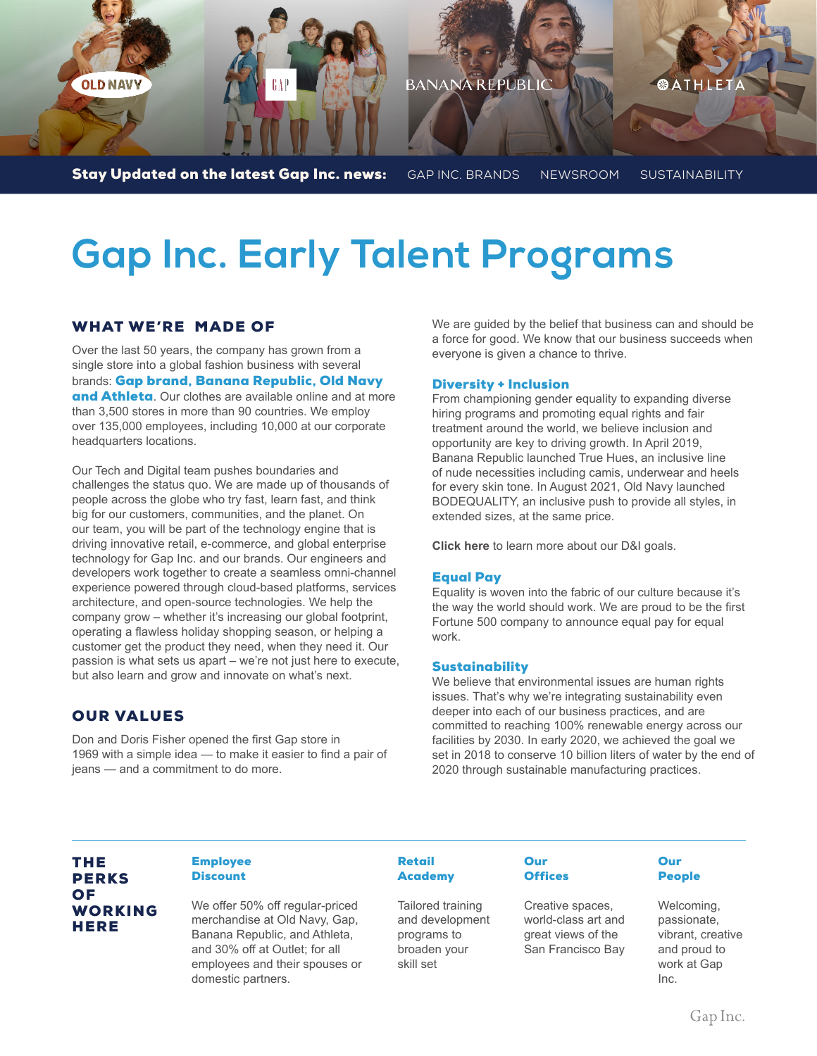OLD NAVY | GAP | BANANA REPUBLIC | ATHLETA

**Stay Updated on the latest Gap Inc. news:** GAP INC. BRANDS NEWSROOM SUSTAINABILITY

# Gap Inc. Early Talent Programs

## WHAT WE'RE MADE OF

Over the last 50 years, the company has grown from a single store into a global fashion business with several brands: **Gap brand, Banana Republic, Old Navy and Athleta**. Our clothes are available online and at more than 3,500 stores in more than 90 countries. We employ over 135,000 employees, including 10,000 at our corporate headquarters locations.

Our Tech and Digital team pushes boundaries and challenges the status quo. We are made up of thousands of people across the globe who try fast, learn fast, and think big for our customers, communities, and the planet. On our team, you will be part of the technology engine that is driving innovative retail, e-commerce, and global enterprise technology for Gap Inc. and our brands. Our engineers and developers work together to create a seamless omni-channel experience powered through cloud-based platforms, services architecture, and open-source technologies. We help the company grow – whether it's increasing our global footprint, operating a flawless holiday shopping season, or helping a customer get the product they need, when they need it. Our passion is what sets us apart – we're not just here to execute, but also learn and grow and innovate on what's next.

## OUR VALUES

Don and Doris Fisher opened the first Gap store in 1969 with a simple idea — to make it easier to find a pair of jeans — and a commitment to do more.

We are guided by the belief that business can and should be a force for good. We know that our business succeeds when everyone is given a chance to thrive.

### Diversity + Inclusion

From championing gender equality to expanding diverse hiring programs and promoting equal rights and fair treatment around the world, we believe inclusion and opportunity are key to driving growth. In April 2019, Banana Republic launched True Hues, an inclusive line of nude necessities including camis, underwear and heels for every skin tone. In August 2021, Old Navy launched BODEQUALITY, an inclusive push to provide all styles, in extended sizes, at the same price.

**Click here** to learn more about our D&I goals.

### Equal Pay

Equality is woven into the fabric of our culture because it's the way the world should work. We are proud to be the first Fortune 500 company to announce equal pay for equal work.

### Sustainability

We believe that environmental issues are human rights issues. That's why we're integrating sustainability even deeper into each of our business practices, and are committed to reaching 100% renewable energy across our facilities by 2030. In early 2020, we achieved the goal we set in 2018 to conserve 10 billion liters of water by the end of 2020 through sustainable manufacturing practices.

## THE PERKS OF WORKING HERE

### Employee Discount

We offer 50% off regular-priced merchandise at Old Navy, Gap, Banana Republic, and Athleta, and 30% off at Outlet; for all employees and their spouses or domestic partners.

### Retail Academy

Tailored training and development programs to broaden your skill set

### Our Offices

Creative spaces, world-class art and great views of the San Francisco Bay

### Our People

Welcoming, passionate, vibrant, creative and proud to work at Gap Inc.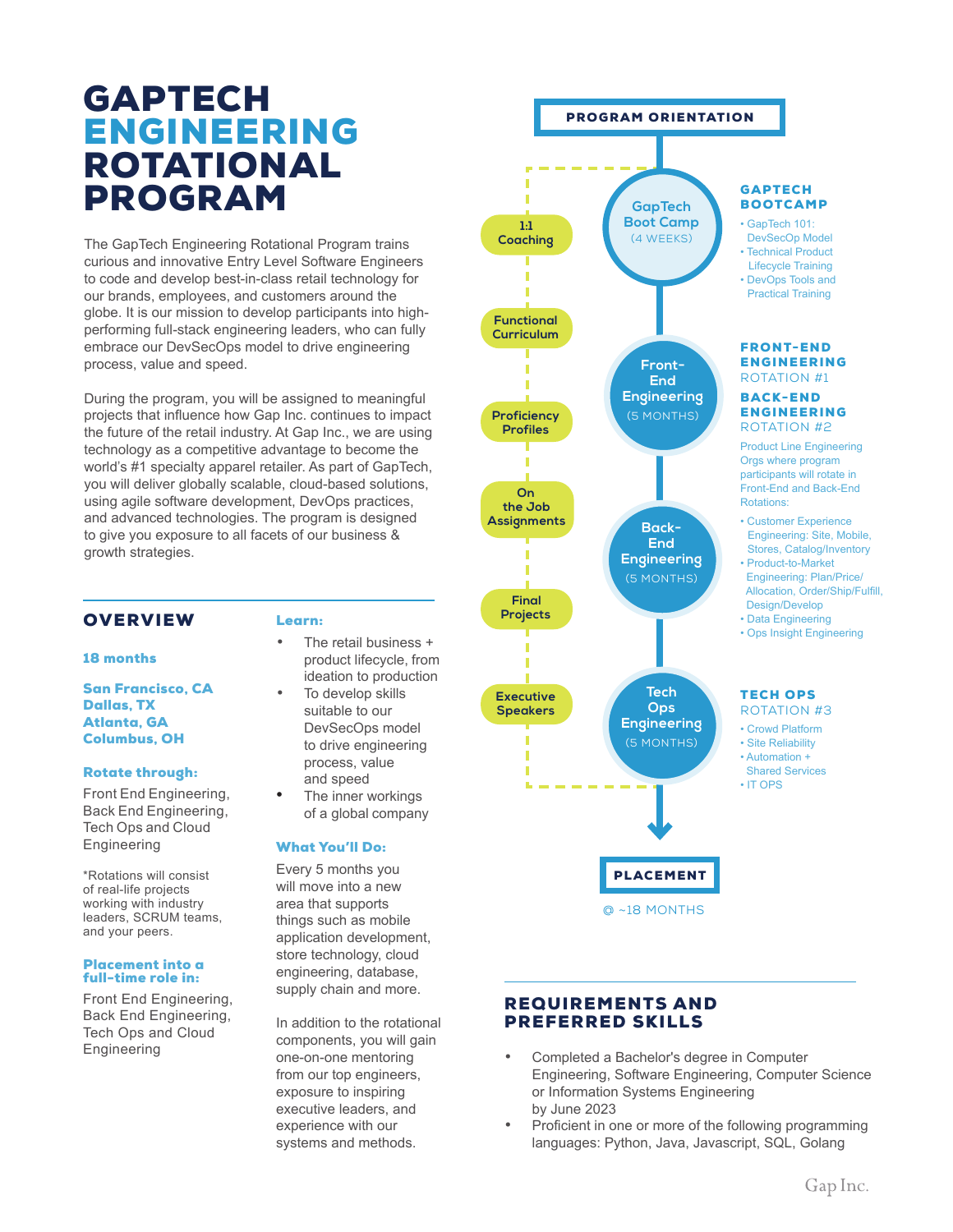# GAPTECH ENGINEERING ROTATIONAL PROGRAM

The GapTech Engineering Rotational Program trains curious and innovative Entry Level Software Engineers to code and develop best-in-class retail technology for our brands, employees, and customers around the globe. It is our mission to develop participants into high-performing full-stack engineering leaders, who can fully embrace our DevSecOps model to drive engineering process, value and speed.

During the program, you will be assigned to meaningful projects that influence how Gap Inc. continues to impact the future of the retail industry. At Gap Inc., we are using technology as a competitive advantage to become the world's #1 specialty apparel retailer. As part of GapTech, you will deliver globally scalable, cloud-based solutions, using agile software development, DevOps practices, and advanced technologies. The program is designed to give you exposure to all facets of our business & growth strategies.

## OVERVIEW

**18 months**

**San Francisco, CA**
**Dallas, TX**
**Atlanta, GA**
**Columbus, OH**

**Rotate through:**

Front End Engineering, Back End Engineering, Tech Ops and Cloud Engineering

*Rotations will consist of real-life projects working with industry leaders, SCRUM teams, and your peers.

**Placement into a full-time role in:**

Front End Engineering, Back End Engineering, Tech Ops and Cloud Engineering

**Learn:**

- The retail business + product lifecycle, from ideation to production
- To develop skills suitable to our DevSecOps model to drive engineering process, value and speed
- The inner workings of a global company

**What You'll Do:**

Every 5 months you will move into a new area that supports things such as mobile application development, store technology, cloud engineering, database, supply chain and more.

In addition to the rotational components, you will gain one-on-one mentoring from our top engineers, exposure to inspiring executive leaders, and experience with our systems and methods.

**PROGRAM ORIENTATION**

- 1:1 Coaching
- Functional Curriculum
- Proficiency Profiles
- On the Job Assignments
- Final Projects
- Executive Speakers

**GapTech Boot Camp** (4 WEEKS)

**GAPTECH BOOTCAMP**

- GapTech 101: DevSecOp Model
- Technical Product Lifecycle Training
- DevOps Tools and Practical Training

**Front-End Engineering** (5 MONTHS)

**FRONT-END ENGINEERING** ROTATION #1

**Back-End Engineering** (5 MONTHS)

**BACK-END ENGINEERING** ROTATION #2

Product Line Engineering Orgs where program participants will rotate in Front-End and Back-End Rotations:

- Customer Experience Engineering: Site, Mobile, Stores, Catalog/Inventory
- Product-to-Market Engineering: Plan/Price/Allocation, Order/Ship/Fulfill, Design/Develop
- Data Engineering
- Ops Insight Engineering

**Tech Ops Engineering** (5 MONTHS)

**TECH OPS** ROTATION #3

- Crowd Platform
- Site Reliability
- Automation + Shared Services
- IT OPS

**PLACEMENT**

@ ~18 MONTHS

## REQUIREMENTS AND PREFERRED SKILLS

- Completed a Bachelor's degree in Computer Engineering, Software Engineering, Computer Science or Information Systems Engineering by June 2023
- Proficient in one or more of the following programming languages: Python, Java, Javascript, SQL, Golang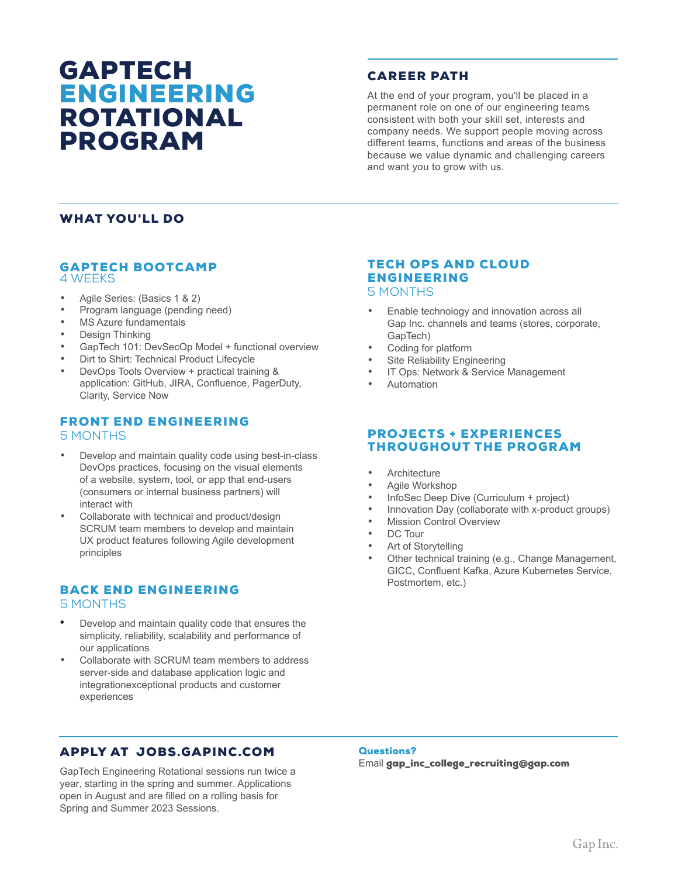# GAPTECH ENGINEERING ROTATIONAL PROGRAM

## CAREER PATH

At the end of your program, you'll be placed in a permanent role on one of our engineering teams consistent with both your skill set, interests and company needs. We support people moving across different teams, functions and areas of the business because we value dynamic and challenging careers and want you to grow with us.

## WHAT YOU'LL DO

### GAPTECH BOOTCAMP
4 WEEKS

- Agile Series: (Basics 1 & 2)
- Program language (pending need)
- MS Azure fundamentals
- Design Thinking
- GapTech 101: DevSecOp Model + functional overview
- Dirt to Shirt: Technical Product Lifecycle
- DevOps Tools Overview + practical training & application: GitHub, JIRA, Confluence, PagerDuty, Clarity, Service Now

### FRONT END ENGINEERING
5 MONTHS

- Develop and maintain quality code using best-in-class DevOps practices, focusing on the visual elements of a website, system, tool, or app that end-users (consumers or internal business partners) will interact with
- Collaborate with technical and product/design SCRUM team members to develop and maintain UX product features following Agile development principles

### BACK END ENGINEERING
5 MONTHS

- Develop and maintain quality code that ensures the simplicity, reliability, scalability and performance of our applications
- Collaborate with SCRUM team members to address server-side and database application logic and integrationexceptional products and customer experiences

### TECH OPS AND CLOUD ENGINEERING
5 MONTHS

- Enable technology and innovation across all Gap Inc. channels and teams (stores, corporate, GapTech)
- Coding for platform
- Site Reliability Engineering
- IT Ops: Network & Service Management
- Automation

### PROJECTS + EXPERIENCES THROUGHOUT THE PROGRAM

- Architecture
- Agile Workshop
- InfoSec Deep Dive (Curriculum + project)
- Innovation Day (collaborate with x-product groups)
- Mission Control Overview
- DC Tour
- Art of Storytelling
- Other technical training (e.g., Change Management, GICC, Confluent Kafka, Azure Kubernetes Service, Postmortem, etc.)

## APPLY AT JOBS.GAPINC.COM

GapTech Engineering Rotational sessions run twice a year, starting in the spring and summer. Applications open in August and are filled on a rolling basis for Spring and Summer 2023 Sessions.

**Questions?**
Email **gap_inc_college_recruiting@gap.com**

Gap Inc.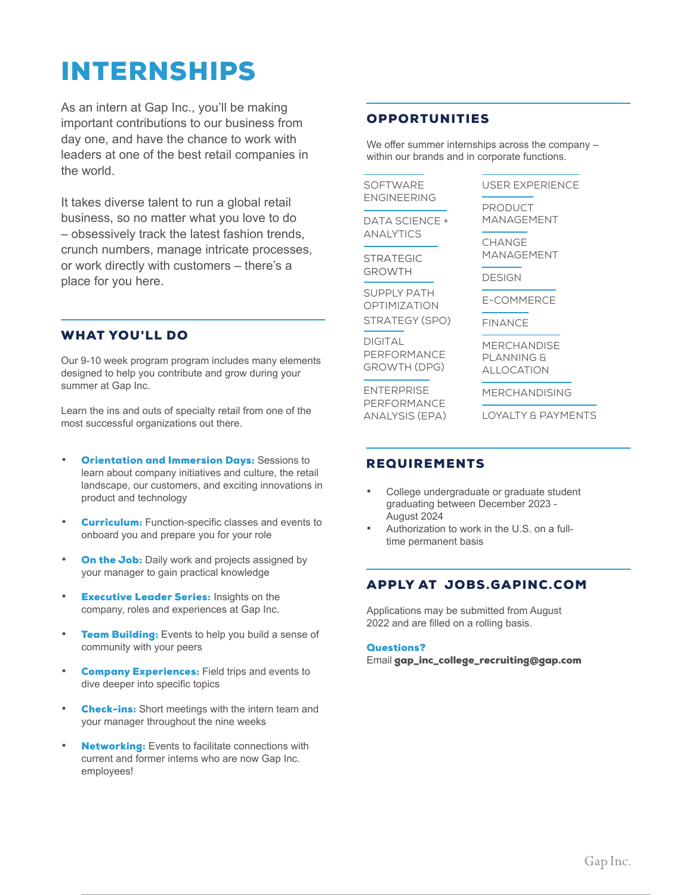# INTERNSHIPS

As an intern at Gap Inc., you'll be making important contributions to our business from day one, and have the chance to work with leaders at one of the best retail companies in the world.

It takes diverse talent to run a global retail business, so no matter what you love to do – obsessively track the latest fashion trends, crunch numbers, manage intricate processes, or work directly with customers – there's a place for you here.

## WHAT YOU'LL DO

Our 9-10 week program program includes many elements designed to help you contribute and grow during your summer at Gap Inc.

Learn the ins and outs of specialty retail from one of the most successful organizations out there.

- **Orientation and Immersion Days:** Sessions to learn about company initiatives and culture, the retail landscape, our customers, and exciting innovations in product and technology
- **Curriculum:** Function-specific classes and events to onboard you and prepare you for your role
- **On the Job:** Daily work and projects assigned by your manager to gain practical knowledge
- **Executive Leader Series:** Insights on the company, roles and experiences at Gap Inc.
- **Team Building:** Events to help you build a sense of community with your peers
- **Company Experiences:** Field trips and events to dive deeper into specific topics
- **Check-ins:** Short meetings with the intern team and your manager throughout the nine weeks
- **Networking:** Events to facilitate connections with current and former interns who are now Gap Inc. employees!

## OPPORTUNITIES

We offer summer internships across the company – within our brands and in corporate functions.

- SOFTWARE ENGINEERING
- DATA SCIENCE + ANALYTICS
- STRATEGIC GROWTH
- SUPPLY PATH OPTIMIZATION STRATEGY (SPO)
- DIGITAL PERFORMANCE GROWTH (DPG)
- ENTERPRISE PERFORMANCE ANALYSIS (EPA)
- USER EXPERIENCE
- PRODUCT MANAGEMENT
- CHANGE MANAGEMENT
- DESIGN
- E-COMMERCE
- FINANCE
- MERCHANDISE PLANNING & ALLOCATION
- MERCHANDISING
- LOYALTY & PAYMENTS

## REQUIREMENTS

- College undergraduate or graduate student graduating between December 2023 - August 2024
- Authorization to work in the U.S. on a full-time permanent basis

## APPLY AT JOBS.GAPINC.COM

Applications may be submitted from August 2022 and are filled on a rolling basis.

**Questions?**
Email **gap_inc_college_recruiting@gap.com**